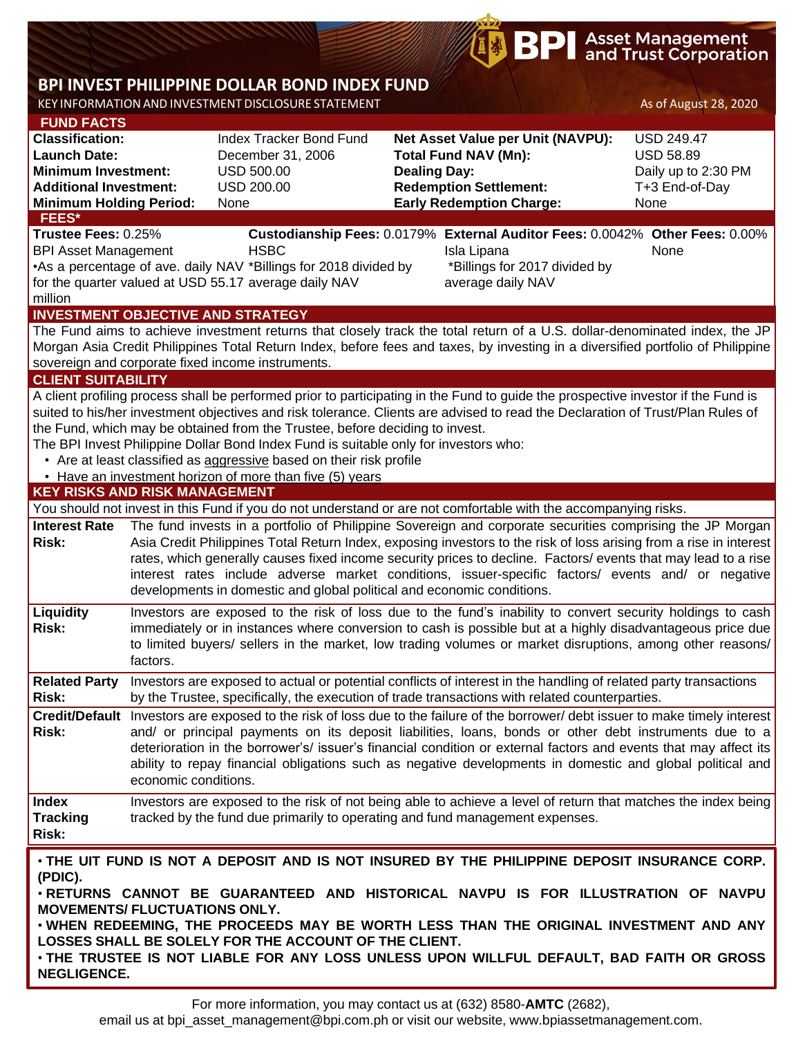BPI Asset Management and Trust Corporation

# BPI INVEST PHILIPPINE DOLLAR BOND INDEX FUND

KEY INFORMATION AND INVESTMENT DISCLOSURE STATEMENT

As of August 28, 2020

## FUND FACTS

| | | | |
|---|---|---|---|
| **Classification:** | Index Tracker Bond Fund | **Net Asset Value per Unit (NAVPU):** | USD 249.47 |
| **Launch Date:** | December 31, 2006 | **Total Fund NAV (Mn):** | USD 58.89 |
| **Minimum Investment:** | USD 500.00 | **Dealing Day:** | Daily up to 2:30 PM |
| **Additional Investment:** | USD 200.00 | **Redemption Settlement:** | T+3 End-of-Day |
| **Minimum Holding Period:** | None | **Early Redemption Charge:** | None |

## FEES*

| **Trustee Fees:** 0.25% | **Custodianship Fees:** 0.0179% | **External Auditor Fees:** 0.0042% | **Other Fees:** 0.00% |
|---|---|---|---|
| BPI Asset Management | HSBC | Isla Lipana | None |
| •As a percentage of ave. daily NAV for the quarter valued at USD 55.17 million | *Billings for 2018 divided by average daily NAV | *Billings for 2017 divided by average daily NAV | |

## INVESTMENT OBJECTIVE AND STRATEGY

The Fund aims to achieve investment returns that closely track the total return of a U.S. dollar-denominated index, the JP Morgan Asia Credit Philippines Total Return Index, before fees and taxes, by investing in a diversified portfolio of Philippine sovereign and corporate fixed income instruments.

## CLIENT SUITABILITY

A client profiling process shall be performed prior to participating in the Fund to guide the prospective investor if the Fund is suited to his/her investment objectives and risk tolerance. Clients are advised to read the Declaration of Trust/Plan Rules of the Fund, which may be obtained from the Trustee, before deciding to invest.

The BPI Invest Philippine Dollar Bond Index Fund is suitable only for investors who:

- Are at least classified as aggressive based on their risk profile
- Have an investment horizon of more than five (5) years

## KEY RISKS AND RISK MANAGEMENT

You should not invest in this Fund if you do not understand or are not comfortable with the accompanying risks.

| | |
|---|---|
| **Interest Rate Risk:** | The fund invests in a portfolio of Philippine Sovereign and corporate securities comprising the JP Morgan Asia Credit Philippines Total Return Index, exposing investors to the risk of loss arising from a rise in interest rates, which generally causes fixed income security prices to decline. Factors/ events that may lead to a rise interest rates include adverse market conditions, issuer-specific factors/ events and/ or negative developments in domestic and global political and economic conditions. |
| **Liquidity Risk:** | Investors are exposed to the risk of loss due to the fund's inability to convert security holdings to cash immediately or in instances where conversion to cash is possible but at a highly disadvantageous price due to limited buyers/ sellers in the market, low trading volumes or market disruptions, among other reasons/ factors. |
| **Related Party Risk:** | Investors are exposed to actual or potential conflicts of interest in the handling of related party transactions by the Trustee, specifically, the execution of trade transactions with related counterparties. |
| **Credit/Default Risk:** | Investors are exposed to the risk of loss due to the failure of the borrower/ debt issuer to make timely interest and/ or principal payments on its deposit liabilities, loans, bonds or other debt instruments due to a deterioration in the borrower's/ issuer's financial condition or external factors and events that may affect its ability to repay financial obligations such as negative developments in domestic and global political and economic conditions. |
| **Index Tracking Risk:** | Investors are exposed to the risk of not being able to achieve a level of return that matches the index being tracked by the fund due primarily to operating and fund management expenses. |

**• THE UIT FUND IS NOT A DEPOSIT AND IS NOT INSURED BY THE PHILIPPINE DEPOSIT INSURANCE CORP. (PDIC).**
**• RETURNS CANNOT BE GUARANTEED AND HISTORICAL NAVPU IS FOR ILLUSTRATION OF NAVPU MOVEMENTS/ FLUCTUATIONS ONLY.**
**• WHEN REDEEMING, THE PROCEEDS MAY BE WORTH LESS THAN THE ORIGINAL INVESTMENT AND ANY LOSSES SHALL BE SOLELY FOR THE ACCOUNT OF THE CLIENT.**
**• THE TRUSTEE IS NOT LIABLE FOR ANY LOSS UNLESS UPON WILLFUL DEFAULT, BAD FAITH OR GROSS NEGLIGENCE.**

For more information, you may contact us at (632) 8580-**AMTC** (2682), email us at bpi_asset_management@bpi.com.ph or visit our website, www.bpiassetmanagement.com.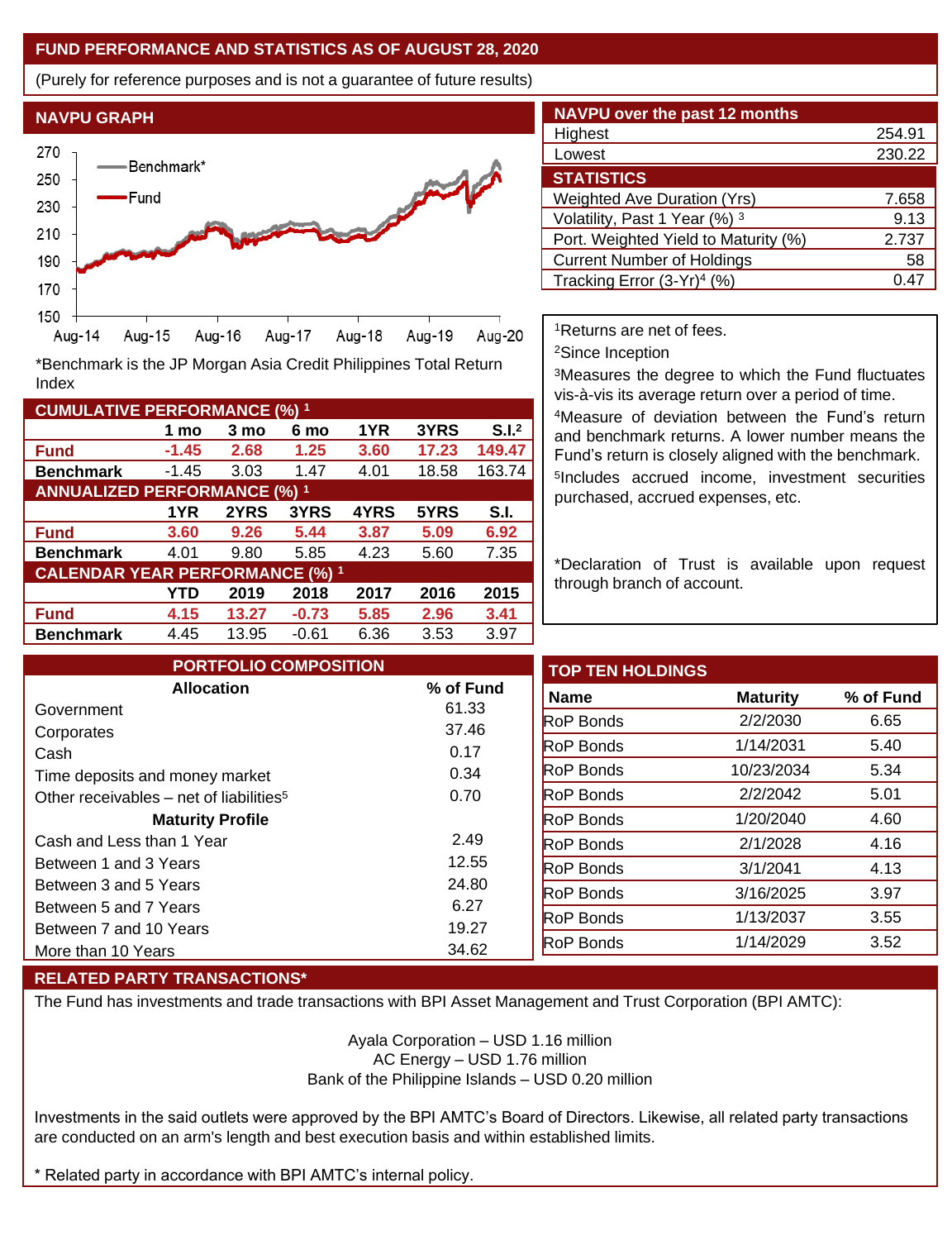## FUND PERFORMANCE AND STATISTICS AS OF AUGUST 28, 2020

(Purely for reference purposes and is not a guarantee of future results)

### NAVPU GRAPH

*Benchmark is the JP Morgan Asia Credit Philippines Total Return Index

### CUMULATIVE PERFORMANCE (%) [1]

| | 1 mo | 3 mo | 6 mo | 1YR | 3YRS | S.I.[2] |
|---|---|---|---|---|---|---|
| **Fund** | **-1.45** | **2.68** | **1.25** | **3.60** | **17.23** | **149.47** |
| **Benchmark** | -1.45 | 3.03 | 1.47 | 4.01 | 18.58 | 163.74 |

### ANNUALIZED PERFORMANCE (%) [1]

| | 1YR | 2YRS | 3YRS | 4YRS | 5YRS | S.I. |
|---|---|---|---|---|---|---|
| **Fund** | **3.60** | **9.26** | **5.44** | **3.87** | **5.09** | **6.92** |
| **Benchmark** | 4.01 | 9.80 | 5.85 | 4.23 | 5.60 | 7.35 |

### CALENDAR YEAR PERFORMANCE (%) [1]

| | YTD | 2019 | 2018 | 2017 | 2016 | 2015 |
|---|---|---|---|---|---|---|
| **Fund** | **4.15** | **13.27** | **-0.73** | **5.85** | **2.96** | **3.41** |
| **Benchmark** | 4.45 | 13.95 | -0.61 | 6.36 | 3.53 | 3.97 |

### NAVPU over the past 12 months

| | |
|---|---|
| Highest | 254.91 |
| Lowest | 230.22 |

### STATISTICS

| | |
|---|---|
| Weighted Ave Duration (Yrs) | 7.658 |
| Volatility, Past 1 Year (%) [3] | 9.13 |
| Port. Weighted Yield to Maturity (%) | 2.737 |
| Current Number of Holdings | 58 |
| Tracking Error (3-Yr)[4] (%) | 0.47 |

[1]Returns are net of fees.

[2]Since Inception

[3]Measures the degree to which the Fund fluctuates vis-à-vis its average return over a period of time.

[4]Measure of deviation between the Fund's return and benchmark returns. A lower number means the Fund's return is closely aligned with the benchmark.

[5]Includes accrued income, investment securities purchased, accrued expenses, etc.

*Declaration of Trust is available upon request through branch of account.

### PORTFOLIO COMPOSITION

| Allocation | % of Fund |
|---|---|
| Government | 61.33 |
| Corporates | 37.46 |
| Cash | 0.17 |
| Time deposits and money market | 0.34 |
| Other receivables – net of liabilities[5] | 0.70 |
| **Maturity Profile** | |
| Cash and Less than 1 Year | 2.49 |
| Between 1 and 3 Years | 12.55 |
| Between 3 and 5 Years | 24.80 |
| Between 5 and 7 Years | 6.27 |
| Between 7 and 10 Years | 19.27 |
| More than 10 Years | 34.62 |

### TOP TEN HOLDINGS

| Name | Maturity | % of Fund |
|---|---|---|
| RoP Bonds | 2/2/2030 | 6.65 |
| RoP Bonds | 1/14/2031 | 5.40 |
| RoP Bonds | 10/23/2034 | 5.34 |
| RoP Bonds | 2/2/2042 | 5.01 |
| RoP Bonds | 1/20/2040 | 4.60 |
| RoP Bonds | 2/1/2028 | 4.16 |
| RoP Bonds | 3/1/2041 | 4.13 |
| RoP Bonds | 3/16/2025 | 3.97 |
| RoP Bonds | 1/13/2037 | 3.55 |
| RoP Bonds | 1/14/2029 | 3.52 |

### RELATED PARTY TRANSACTIONS*

The Fund has investments and trade transactions with BPI Asset Management and Trust Corporation (BPI AMTC):

Ayala Corporation – USD 1.16 million
AC Energy – USD 1.76 million
Bank of the Philippine Islands – USD 0.20 million

Investments in the said outlets were approved by the BPI AMTC's Board of Directors. Likewise, all related party transactions are conducted on an arm's length and best execution basis and within established limits.

* Related party in accordance with BPI AMTC's internal policy.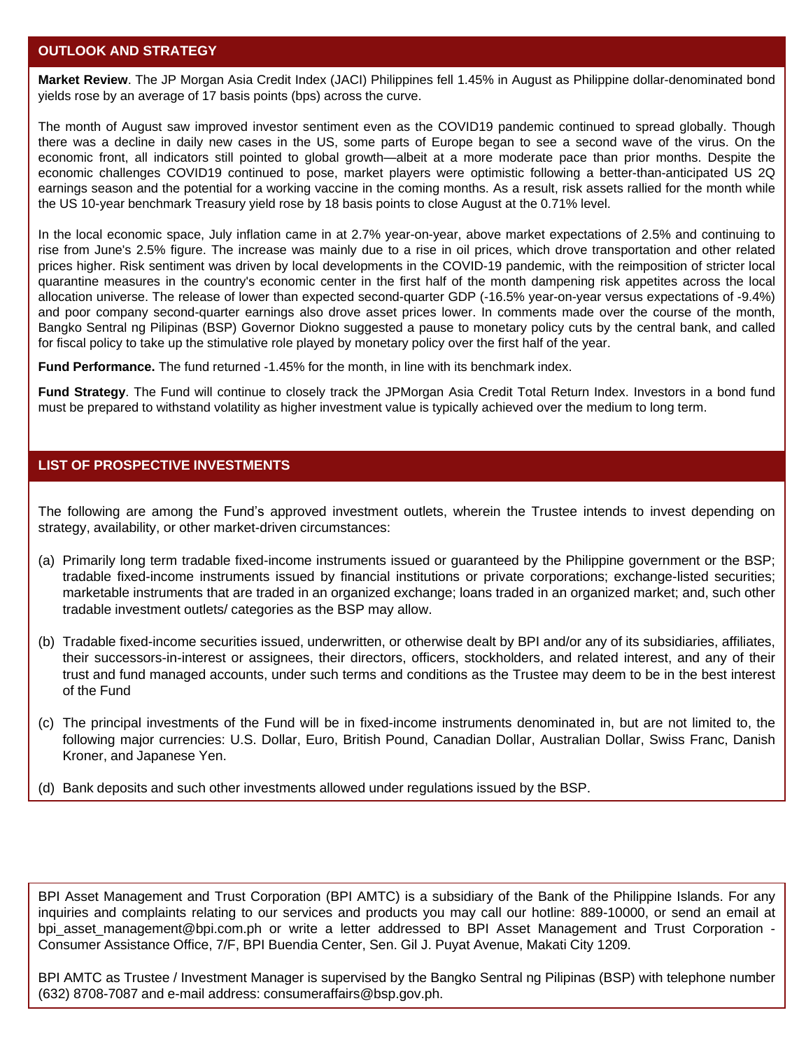## OUTLOOK AND STRATEGY

**Market Review**. The JP Morgan Asia Credit Index (JACI) Philippines fell 1.45% in August as Philippine dollar-denominated bond yields rose by an average of 17 basis points (bps) across the curve.

The month of August saw improved investor sentiment even as the COVID19 pandemic continued to spread globally. Though there was a decline in daily new cases in the US, some parts of Europe began to see a second wave of the virus. On the economic front, all indicators still pointed to global growth—albeit at a more moderate pace than prior months. Despite the economic challenges COVID19 continued to pose, market players were optimistic following a better-than-anticipated US 2Q earnings season and the potential for a working vaccine in the coming months. As a result, risk assets rallied for the month while the US 10-year benchmark Treasury yield rose by 18 basis points to close August at the 0.71% level.

In the local economic space, July inflation came in at 2.7% year-on-year, above market expectations of 2.5% and continuing to rise from June's 2.5% figure. The increase was mainly due to a rise in oil prices, which drove transportation and other related prices higher. Risk sentiment was driven by local developments in the COVID-19 pandemic, with the reimposition of stricter local quarantine measures in the country's economic center in the first half of the month dampening risk appetites across the local allocation universe. The release of lower than expected second-quarter GDP (-16.5% year-on-year versus expectations of -9.4%) and poor company second-quarter earnings also drove asset prices lower. In comments made over the course of the month, Bangko Sentral ng Pilipinas (BSP) Governor Diokno suggested a pause to monetary policy cuts by the central bank, and called for fiscal policy to take up the stimulative role played by monetary policy over the first half of the year.

**Fund Performance.** The fund returned -1.45% for the month, in line with its benchmark index.

**Fund Strategy**. The Fund will continue to closely track the JPMorgan Asia Credit Total Return Index. Investors in a bond fund must be prepared to withstand volatility as higher investment value is typically achieved over the medium to long term.

## LIST OF PROSPECTIVE INVESTMENTS

The following are among the Fund's approved investment outlets, wherein the Trustee intends to invest depending on strategy, availability, or other market-driven circumstances:

(a) Primarily long term tradable fixed-income instruments issued or guaranteed by the Philippine government or the BSP; tradable fixed-income instruments issued by financial institutions or private corporations; exchange-listed securities; marketable instruments that are traded in an organized exchange; loans traded in an organized market; and, such other tradable investment outlets/ categories as the BSP may allow.

(b) Tradable fixed-income securities issued, underwritten, or otherwise dealt by BPI and/or any of its subsidiaries, affiliates, their successors-in-interest or assignees, their directors, officers, stockholders, and related interest, and any of their trust and fund managed accounts, under such terms and conditions as the Trustee may deem to be in the best interest of the Fund

(c) The principal investments of the Fund will be in fixed-income instruments denominated in, but are not limited to, the following major currencies: U.S. Dollar, Euro, British Pound, Canadian Dollar, Australian Dollar, Swiss Franc, Danish Kroner, and Japanese Yen.

(d) Bank deposits and such other investments allowed under regulations issued by the BSP.

BPI Asset Management and Trust Corporation (BPI AMTC) is a subsidiary of the Bank of the Philippine Islands. For any inquiries and complaints relating to our services and products you may call our hotline: 889-10000, or send an email at bpi_asset_management@bpi.com.ph or write a letter addressed to BPI Asset Management and Trust Corporation - Consumer Assistance Office, 7/F, BPI Buendia Center, Sen. Gil J. Puyat Avenue, Makati City 1209.

BPI AMTC as Trustee / Investment Manager is supervised by the Bangko Sentral ng Pilipinas (BSP) with telephone number (632) 8708-7087 and e-mail address: consumeraffairs@bsp.gov.ph.